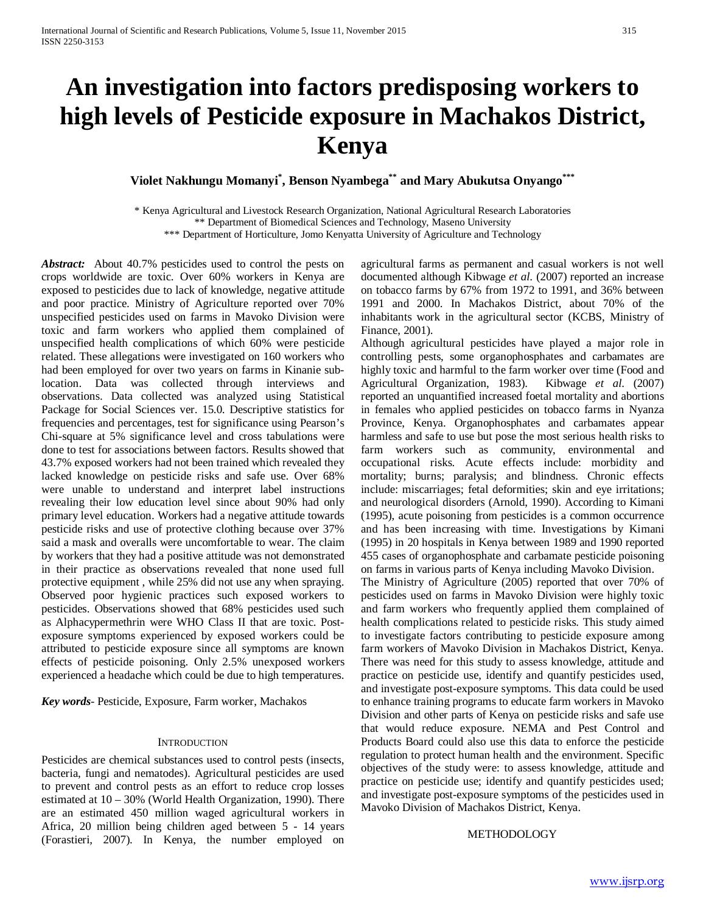# An investigation into factors predisposing workers to high levels of Pesticide exposure in Machakos District, Kenya

**Violet Nakhungu Momanyi[*], Benson Nyambega[**] and Mary Abukutsa Onyango[***]**

[*] Kenya Agricultural and Livestock Research Organization, National Agricultural Research Laboratories
[**] Department of Biomedical Sciences and Technology, Maseno University
[***] Department of Horticulture, Jomo Kenyatta University of Agriculture and Technology

***Abstract:*** About 40.7% pesticides used to control the pests on crops worldwide are toxic. Over 60% workers in Kenya are exposed to pesticides due to lack of knowledge, negative attitude and poor practice. Ministry of Agriculture reported over 70% unspecified pesticides used on farms in Mavoko Division were toxic and farm workers who applied them complained of unspecified health complications of which 60% were pesticide related. These allegations were investigated on 160 workers who had been employed for over two years on farms in Kinanie sub-location. Data was collected through interviews and observations. Data collected was analyzed using Statistical Package for Social Sciences ver. 15.0. Descriptive statistics for frequencies and percentages, test for significance using Pearson's Chi-square at 5% significance level and cross tabulations were done to test for associations between factors. Results showed that 43.7% exposed workers had not been trained which revealed they lacked knowledge on pesticide risks and safe use. Over 68% were unable to understand and interpret label instructions revealing their low education level since about 90% had only primary level education. Workers had a negative attitude towards pesticide risks and use of protective clothing because over 37% said a mask and overalls were uncomfortable to wear. The claim by workers that they had a positive attitude was not demonstrated in their practice as observations revealed that none used full protective equipment , while 25% did not use any when spraying. Observed poor hygienic practices such exposed workers to pesticides. Observations showed that 68% pesticides used such as Alphacypermethrin were WHO Class II that are toxic. Post-exposure symptoms experienced by exposed workers could be attributed to pesticide exposure since all symptoms are known effects of pesticide poisoning. Only 2.5% unexposed workers experienced a headache which could be due to high temperatures.

***Key words***- Pesticide, Exposure, Farm worker, Machakos

## INTRODUCTION

Pesticides are chemical substances used to control pests (insects, bacteria, fungi and nematodes). Agricultural pesticides are used to prevent and control pests as an effort to reduce crop losses estimated at 10 – 30% (World Health Organization, 1990). There are an estimated 450 million waged agricultural workers in Africa, 20 million being children aged between 5 - 14 years (Forastieri, 2007). In Kenya, the number employed on agricultural farms as permanent and casual workers is not well documented although Kibwage *et al.* (2007) reported an increase on tobacco farms by 67% from 1972 to 1991, and 36% between 1991 and 2000. In Machakos District, about 70% of the inhabitants work in the agricultural sector (KCBS, Ministry of Finance, 2001).

Although agricultural pesticides have played a major role in controlling pests, some organophosphates and carbamates are highly toxic and harmful to the farm worker over time (Food and Agricultural Organization, 1983). Kibwage *et al.* (2007) reported an unquantified increased foetal mortality and abortions in females who applied pesticides on tobacco farms in Nyanza Province, Kenya. Organophosphates and carbamates appear harmless and safe to use but pose the most serious health risks to farm workers such as community, environmental and occupational risks. Acute effects include: morbidity and mortality; burns; paralysis; and blindness. Chronic effects include: miscarriages; fetal deformities; skin and eye irritations; and neurological disorders (Arnold, 1990). According to Kimani (1995), acute poisoning from pesticides is a common occurrence and has been increasing with time. Investigations by Kimani (1995) in 20 hospitals in Kenya between 1989 and 1990 reported 455 cases of organophosphate and carbamate pesticide poisoning on farms in various parts of Kenya including Mavoko Division.

The Ministry of Agriculture (2005) reported that over 70% of pesticides used on farms in Mavoko Division were highly toxic and farm workers who frequently applied them complained of health complications related to pesticide risks. This study aimed to investigate factors contributing to pesticide exposure among farm workers of Mavoko Division in Machakos District, Kenya. There was need for this study to assess knowledge, attitude and practice on pesticide use, identify and quantify pesticides used, and investigate post-exposure symptoms. This data could be used to enhance training programs to educate farm workers in Mavoko Division and other parts of Kenya on pesticide risks and safe use that would reduce exposure. NEMA and Pest Control and Products Board could also use this data to enforce the pesticide regulation to protect human health and the environment. Specific objectives of the study were: to assess knowledge, attitude and practice on pesticide use; identify and quantify pesticides used; and investigate post-exposure symptoms of the pesticides used in Mavoko Division of Machakos District, Kenya.

## METHODOLOGY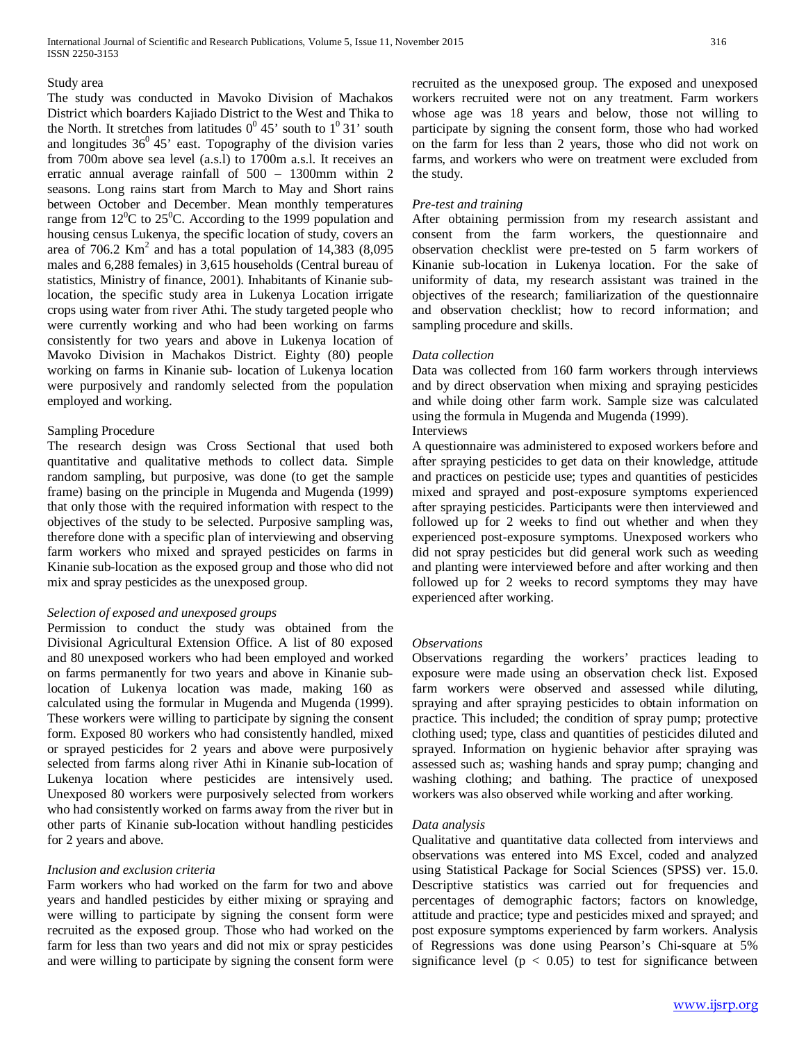### Study area

The study was conducted in Mavoko Division of Machakos District which boarders Kajiado District to the West and Thika to the North. It stretches from latitudes $0^0$ 45' south to $1^0$ 31' south and longitudes $36^0$ 45' east. Topography of the division varies from 700m above sea level (a.s.l) to 1700m a.s.l. It receives an erratic annual average rainfall of 500 – 1300mm within 2 seasons. Long rains start from March to May and Short rains between October and December. Mean monthly temperatures range from $12^0$C to $25^0$C. According to the 1999 population and housing census Lukenya, the specific location of study, covers an area of 706.2 $Km^2$ and has a total population of 14,383 (8,095 males and 6,288 females) in 3,615 households (Central bureau of statistics, Ministry of finance, 2001). Inhabitants of Kinanie sub-location, the specific study area in Lukenya Location irrigate crops using water from river Athi. The study targeted people who were currently working and who had been working on farms consistently for two years and above in Lukenya location of Mavoko Division in Machakos District. Eighty (80) people working on farms in Kinanie sub- location of Lukenya location were purposively and randomly selected from the population employed and working.

### Sampling Procedure

The research design was Cross Sectional that used both quantitative and qualitative methods to collect data. Simple random sampling, but purposive, was done (to get the sample frame) basing on the principle in Mugenda and Mugenda (1999) that only those with the required information with respect to the objectives of the study to be selected. Purposive sampling was, therefore done with a specific plan of interviewing and observing farm workers who mixed and sprayed pesticides on farms in Kinanie sub-location as the exposed group and those who did not mix and spray pesticides as the unexposed group.

#### *Selection of exposed and unexposed groups*

Permission to conduct the study was obtained from the Divisional Agricultural Extension Office. A list of 80 exposed and 80 unexposed workers who had been employed and worked on farms permanently for two years and above in Kinanie sub-location of Lukenya location was made, making 160 as calculated using the formular in Mugenda and Mugenda (1999). These workers were willing to participate by signing the consent form. Exposed 80 workers who had consistently handled, mixed or sprayed pesticides for 2 years and above were purposively selected from farms along river Athi in Kinanie sub-location of Lukenya location where pesticides are intensively used. Unexposed 80 workers were purposively selected from workers who had consistently worked on farms away from the river but in other parts of Kinanie sub-location without handling pesticides for 2 years and above.

#### *Inclusion and exclusion criteria*

Farm workers who had worked on the farm for two and above years and handled pesticides by either mixing or spraying and were willing to participate by signing the consent form were recruited as the exposed group. Those who had worked on the farm for less than two years and did not mix or spray pesticides and were willing to participate by signing the consent form were recruited as the unexposed group. The exposed and unexposed workers recruited were not on any treatment. Farm workers whose age was 18 years and below, those not willing to participate by signing the consent form, those who had worked on the farm for less than 2 years, those who did not work on farms, and workers who were on treatment were excluded from the study.

#### *Pre-test and training*

After obtaining permission from my research assistant and consent from the farm workers, the questionnaire and observation checklist were pre-tested on 5 farm workers of Kinanie sub-location in Lukenya location. For the sake of uniformity of data, my research assistant was trained in the objectives of the research; familiarization of the questionnaire and observation checklist; how to record information; and sampling procedure and skills.

#### *Data collection*

Data was collected from 160 farm workers through interviews and by direct observation when mixing and spraying pesticides and while doing other farm work. Sample size was calculated using the formula in Mugenda and Mugenda (1999).

Interviews

A questionnaire was administered to exposed workers before and after spraying pesticides to get data on their knowledge, attitude and practices on pesticide use; types and quantities of pesticides mixed and sprayed and post-exposure symptoms experienced after spraying pesticides. Participants were then interviewed and followed up for 2 weeks to find out whether and when they experienced post-exposure symptoms. Unexposed workers who did not spray pesticides but did general work such as weeding and planting were interviewed before and after working and then followed up for 2 weeks to record symptoms they may have experienced after working.

#### *Observations*

Observations regarding the workers' practices leading to exposure were made using an observation check list. Exposed farm workers were observed and assessed while diluting, spraying and after spraying pesticides to obtain information on practice. This included; the condition of spray pump; protective clothing used; type, class and quantities of pesticides diluted and sprayed. Information on hygienic behavior after spraying was assessed such as; washing hands and spray pump; changing and washing clothing; and bathing. The practice of unexposed workers was also observed while working and after working.

#### *Data analysis*

Qualitative and quantitative data collected from interviews and observations was entered into MS Excel, coded and analyzed using Statistical Package for Social Sciences (SPSS) ver. 15.0. Descriptive statistics was carried out for frequencies and percentages of demographic factors; factors on knowledge, attitude and practice; type and pesticides mixed and sprayed; and post exposure symptoms experienced by farm workers. Analysis of Regressions was done using Pearson's Chi-square at 5% significance level ($p < 0.05$) to test for significance between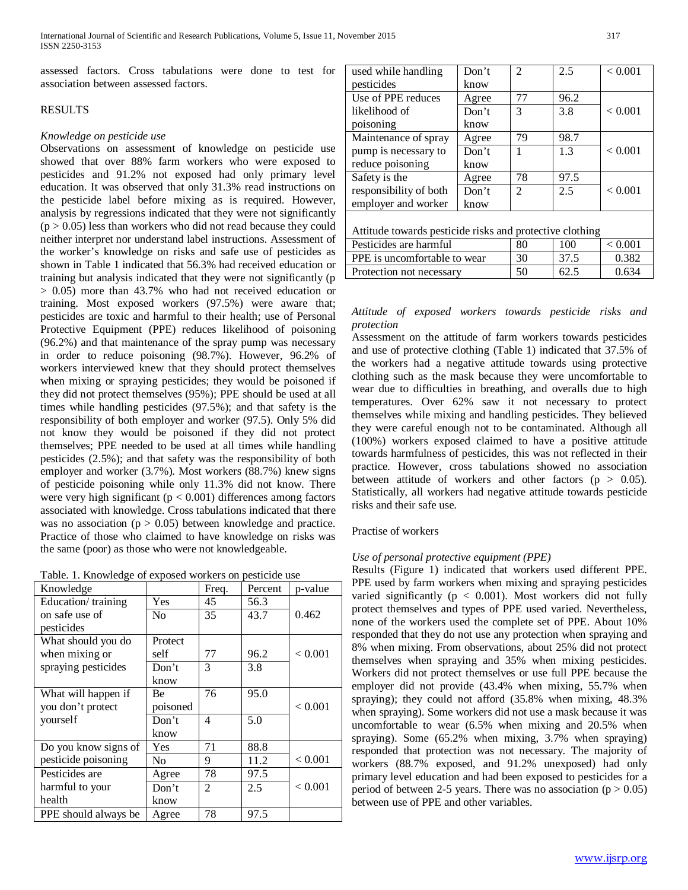assessed factors. Cross tabulations were done to test for association between assessed factors.

## RESULTS

### *Knowledge on pesticide use*

Observations on assessment of knowledge on pesticide use showed that over 88% farm workers who were exposed to pesticides and 91.2% not exposed had only primary level education. It was observed that only 31.3% read instructions on the pesticide label before mixing as is required. However, analysis by regressions indicated that they were not significantly ($p > 0.05$) less than workers who did not read because they could neither interpret nor understand label instructions. Assessment of the worker's knowledge on risks and safe use of pesticides as shown in Table 1 indicated that 56.3% had received education or training but analysis indicated that they were not significantly ($p > 0.05$) more than 43.7% who had not received education or training. Most exposed workers (97.5%) were aware that; pesticides are toxic and harmful to their health; use of Personal Protective Equipment (PPE) reduces likelihood of poisoning (96.2%) and that maintenance of the spray pump was necessary in order to reduce poisoning (98.7%). However, 96.2% of workers interviewed knew that they should protect themselves when mixing or spraying pesticides; they would be poisoned if they did not protect themselves (95%); PPE should be used at all times while handling pesticides (97.5%); and that safety is the responsibility of both employer and worker (97.5). Only 5% did not know they would be poisoned if they did not protect themselves; PPE needed to be used at all times while handling pesticides (2.5%); and that safety was the responsibility of both employer and worker (3.7%). Most workers (88.7%) knew signs of pesticide poisoning while only 11.3% did not know. There were very high significant ($p < 0.001$) differences among factors associated with knowledge. Cross tabulations indicated that there was no association ($p > 0.05$) between knowledge and practice. Practice of those who claimed to have knowledge on risks was the same (poor) as those who were not knowledgeable.

Table. 1. Knowledge of exposed workers on pesticide use

| Knowledge | | Freq. | Percent | p-value |
|---|---|---|---|---|
| Education/ training on safe use of pesticides | Yes | 45 | 56.3 | 0.462 |
| | No | 35 | 43.7 | |
| What should you do when mixing or spraying pesticides | Protect self | 77 | 96.2 | < 0.001 |
| | Don't know | 3 | 3.8 | |
| What will happen if you don't protect yourself | Be poisoned | 76 | 95.0 | < 0.001 |
| | Don't know | 4 | 5.0 | |
| Do you know signs of pesticide poisoning | Yes | 71 | 88.8 | < 0.001 |
| | No | 9 | 11.2 | |
| Pesticides are harmful to your health | Agree | 78 | 97.5 | < 0.001 |
| | Don't know | 2 | 2.5 | |
| PPE should always be used while handling pesticides | Agree | 78 | 97.5 | < 0.001 |
| | Don't know | 2 | 2.5 | |
| Use of PPE reduces likelihood of poisoning | Agree | 77 | 96.2 | < 0.001 |
| | Don't know | 3 | 3.8 | |
| Maintenance of spray pump is necessary to reduce poisoning | Agree | 79 | 98.7 | < 0.001 |
| | Don't know | 1 | 1.3 | |
| Safety is the responsibility of both employer and worker | Agree | 78 | 97.5 | < 0.001 |
| | Don't know | 2 | 2.5 | |
| **Attitude towards pesticide risks and protective clothing** | | | | |
| Pesticides are harmful | | 80 | 100 | < 0.001 |
| PPE is uncomfortable to wear | | 30 | 37.5 | 0.382 |
| Protection not necessary | | 50 | 62.5 | 0.634 |

### *Attitude of exposed workers towards pesticide risks and protection*

Assessment on the attitude of farm workers towards pesticides and use of protective clothing (Table 1) indicated that 37.5% of the workers had a negative attitude towards using protective clothing such as the mask because they were uncomfortable to wear due to difficulties in breathing, and overalls due to high temperatures. Over 62% saw it not necessary to protect themselves while mixing and handling pesticides. They believed they were careful enough not to be contaminated. Although all (100%) workers exposed claimed to have a positive attitude towards harmfulness of pesticides, this was not reflected in their practice. However, cross tabulations showed no association between attitude of workers and other factors ($p > 0.05$). Statistically, all workers had negative attitude towards pesticide risks and their safe use.

### Practise of workers

#### *Use of personal protective equipment (PPE)*

Results (Figure 1) indicated that workers used different PPE. PPE used by farm workers when mixing and spraying pesticides varied significantly ($p < 0.001$). Most workers did not fully protect themselves and types of PPE used varied. Nevertheless, none of the workers used the complete set of PPE. About 10% responded that they do not use any protection when spraying and 8% when mixing. From observations, about 25% did not protect themselves when spraying and 35% when mixing pesticides. Workers did not protect themselves or use full PPE because the employer did not provide (43.4% when mixing, 55.7% when spraying); they could not afford (35.8% when mixing, 48.3% when spraying). Some workers did not use a mask because it was uncomfortable to wear (6.5% when mixing and 20.5% when spraying). Some (65.2% when mixing, 3.7% when spraying) responded that protection was not necessary. The majority of workers (88.7% exposed, and 91.2% unexposed) had only primary level education and had been exposed to pesticides for a period of between 2-5 years. There was no association ($p > 0.05$) between use of PPE and other variables.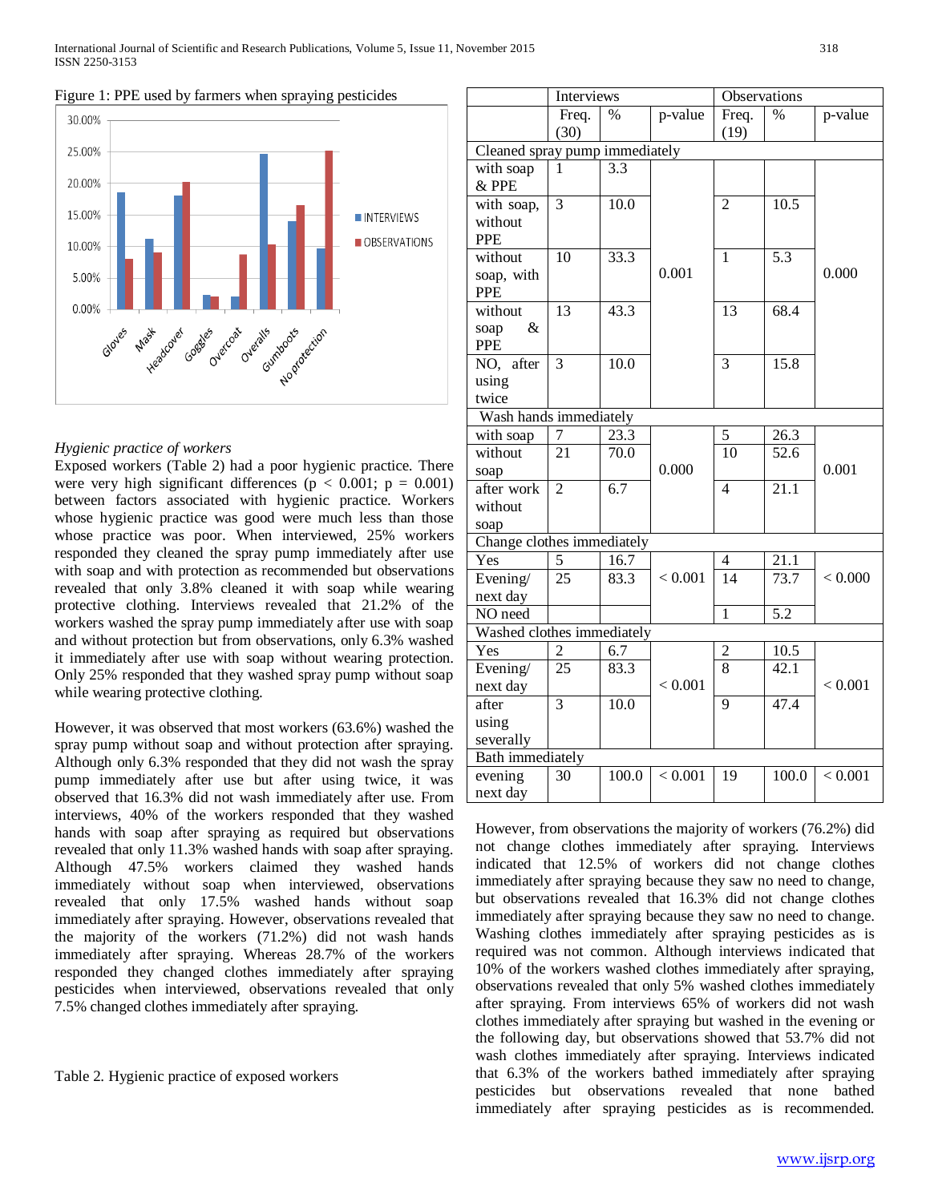Figure 1: PPE used by farmers when spraying pesticides

*Hygienic practice of workers*

Exposed workers (Table 2) had a poor hygienic practice. There were very high significant differences (p < 0.001; p = 0.001) between factors associated with hygienic practice. Workers whose hygienic practice was good were much less than those whose practice was poor. When interviewed, 25% workers responded they cleaned the spray pump immediately after use with soap and with protection as recommended but observations revealed that only 3.8% cleaned it with soap while wearing protective clothing. Interviews revealed that 21.2% of the workers washed the spray pump immediately after use with soap and without protection but from observations, only 6.3% washed it immediately after use with soap without wearing protection. Only 25% responded that they washed spray pump without soap while wearing protective clothing.

However, it was observed that most workers (63.6%) washed the spray pump without soap and without protection after spraying. Although only 6.3% responded that they did not wash the spray pump immediately after use but after using twice, it was observed that 16.3% did not wash immediately after use. From interviews, 40% of the workers responded that they washed hands with soap after spraying as required but observations revealed that only 11.3% washed hands with soap after spraying. Although 47.5% workers claimed they washed hands immediately without soap when interviewed, observations revealed that only 17.5% washed hands without soap immediately after spraying. However, observations revealed that the majority of the workers (71.2%) did not wash hands immediately after spraying. Whereas 28.7% of the workers responded they changed clothes immediately after spraying pesticides when interviewed, observations revealed that only 7.5% changed clothes immediately after spraying.

Table 2. Hygienic practice of exposed workers

| | Interviews | | | Observations | | |
|---|---|---|---|---|---|---|
| | Freq. (30) | % | p-value | Freq. (19) | % | p-value |
| **Cleaned spray pump immediately** | | | | | | |
| with soap & PPE | 1 | 3.3 | 0.001 | | | 0.000 |
| with soap, without PPE | 3 | 10.0 | | 2 | 10.5 | |
| without soap, with PPE | 10 | 33.3 | | 1 | 5.3 | |
| without soap & PPE | 13 | 43.3 | | 13 | 68.4 | |
| NO, after using twice | 3 | 10.0 | | 3 | 15.8 | |
| **Wash hands immediately** | | | | | | |
| with soap | 7 | 23.3 | 0.000 | 5 | 26.3 | 0.001 |
| without soap | 21 | 70.0 | | 10 | 52.6 | |
| after work without soap | 2 | 6.7 | | 4 | 21.1 | |
| **Change clothes immediately** | | | | | | |
| Yes | 5 | 16.7 | < 0.001 | 4 | 21.1 | < 0.000 |
| Evening/ next day | 25 | 83.3 | | 14 | 73.7 | |
| NO need | | | | 1 | 5.2 | |
| **Washed clothes immediately** | | | | | | |
| Yes | 2 | 6.7 | < 0.001 | 2 | 10.5 | < 0.001 |
| Evening/ next day | 25 | 83.3 | | 8 | 42.1 | |
| after using severally | 3 | 10.0 | | 9 | 47.4 | |
| **Bath immediately** | | | | | | |
| evening next day | 30 | 100.0 | < 0.001 | 19 | 100.0 | < 0.001 |

However, from observations the majority of workers (76.2%) did not change clothes immediately after spraying. Interviews indicated that 12.5% of workers did not change clothes immediately after spraying because they saw no need to change, but observations revealed that 16.3% did not change clothes immediately after spraying because they saw no need to change. Washing clothes immediately after spraying pesticides as is required was not common. Although interviews indicated that 10% of the workers washed clothes immediately after spraying, observations revealed that only 5% washed clothes immediately after spraying. From interviews 65% of workers did not wash clothes immediately after spraying but washed in the evening or the following day, but observations showed that 53.7% did not wash clothes immediately after spraying. Interviews indicated that 6.3% of the workers bathed immediately after spraying pesticides but observations revealed that none bathed immediately after spraying pesticides as is recommended.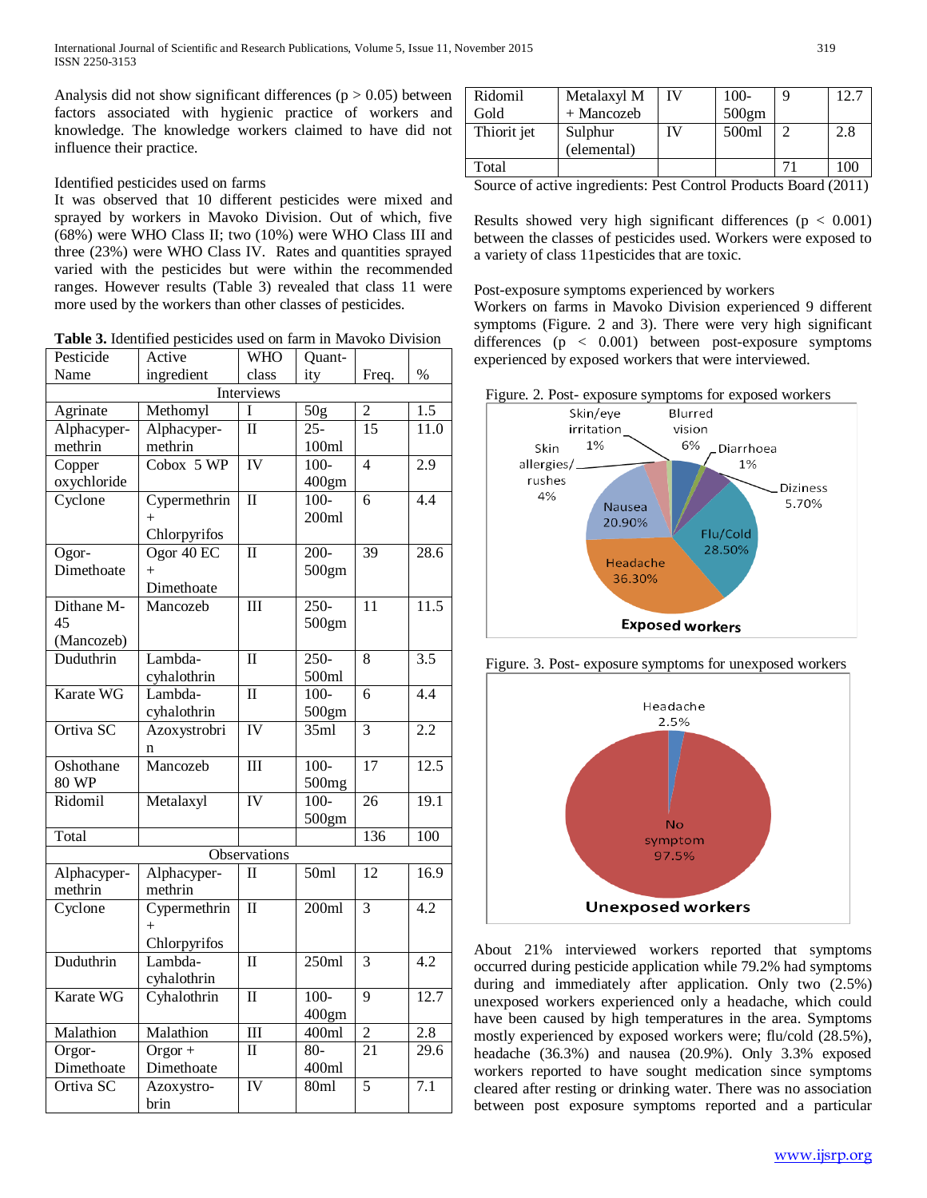Analysis did not show significant differences (p > 0.05) between factors associated with hygienic practice of workers and knowledge. The knowledge workers claimed to have did not influence their practice.

Identified pesticides used on farms

It was observed that 10 different pesticides were mixed and sprayed by workers in Mavoko Division. Out of which, five (68%) were WHO Class II; two (10%) were WHO Class III and three (23%) were WHO Class IV. Rates and quantities sprayed varied with the pesticides but were within the recommended ranges. However results (Table 3) revealed that class 11 were more used by the workers than other classes of pesticides.

**Table 3.** Identified pesticides used on farm in Mavoko Division

| Pesticide Name | Active ingredient | WHO class | Quant-ity | Freq. | % |
|---|---|---|---|---|---|
| Interviews | | | | | |
| Agrinate | Methomyl | I | 50g | 2 | 1.5 |
| Alphacyper-methrin | Alphacyper-methrin | II | 25-100ml | 15 | 11.0 |
| Copper oxychloride | Cobox 5 WP | IV | 100-400gm | 4 | 2.9 |
| Cyclone | Cypermethrin + Chlorpyrifos | II | 100-200ml | 6 | 4.4 |
| Ogor-Dimethoate | Ogor 40 EC + Dimethoate | II | 200-500gm | 39 | 28.6 |
| Dithane M-45 (Mancozeb) | Mancozeb | III | 250-500gm | 11 | 11.5 |
| Duduthrin | Lambda-cyhalothrin | II | 250-500ml | 8 | 3.5 |
| Karate WG | Lambda-cyhalothrin | II | 100-500gm | 6 | 4.4 |
| Ortiva SC | Azoxystrobin | IV | 35ml | 3 | 2.2 |
| Oshothane 80 WP | Mancozeb | III | 100-500mg | 17 | 12.5 |
| Ridomil | Metalaxyl | IV | 100-500gm | 26 | 19.1 |
| Total | | | | 136 | 100 |
| Observations | | | | | |
| Alphacyper-methrin | Alphacyper-methrin | II | 50ml | 12 | 16.9 |
| Cyclone | Cypermethrin + Chlorpyrifos | II | 200ml | 3 | 4.2 |
| Duduthrin | Lambda-cyhalothrin | II | 250ml | 3 | 4.2 |
| Karate WG | Cyhalothrin | II | 100-400gm | 9 | 12.7 |
| Malathion | Malathion | III | 400ml | 2 | 2.8 |
| Orgor-Dimethoate | Orgor + Dimethoate | II | 80-400ml | 21 | 29.6 |
| Ortiva SC | Azoxystro-brin | IV | 80ml | 5 | 7.1 |
| Ridomil Gold | Metalaxyl M + Mancozeb | IV | 100-500gm | 9 | 12.7 |
| Thiorit jet | Sulphur (elemental) | IV | 500ml | 2 | 2.8 |
| Total | | | | 71 | 100 |

Source of active ingredients: Pest Control Products Board (2011)

Results showed very high significant differences (p < 0.001) between the classes of pesticides used. Workers were exposed to a variety of class 11pesticides that are toxic.

Post-exposure symptoms experienced by workers

Workers on farms in Mavoko Division experienced 9 different symptoms (Figure. 2 and 3). There were very high significant differences (p < 0.001) between post-exposure symptoms experienced by exposed workers that were interviewed.

Figure. 2. Post- exposure symptoms for exposed workers

Figure. 3. Post- exposure symptoms for unexposed workers

About 21% interviewed workers reported that symptoms occurred during pesticide application while 79.2% had symptoms during and immediately after application. Only two (2.5%) unexposed workers experienced only a headache, which could have been caused by high temperatures in the area. Symptoms mostly experienced by exposed workers were; flu/cold (28.5%), headache (36.3%) and nausea (20.9%). Only 3.3% exposed workers reported to have sought medication since symptoms cleared after resting or drinking water. There was no association between post exposure symptoms reported and a particular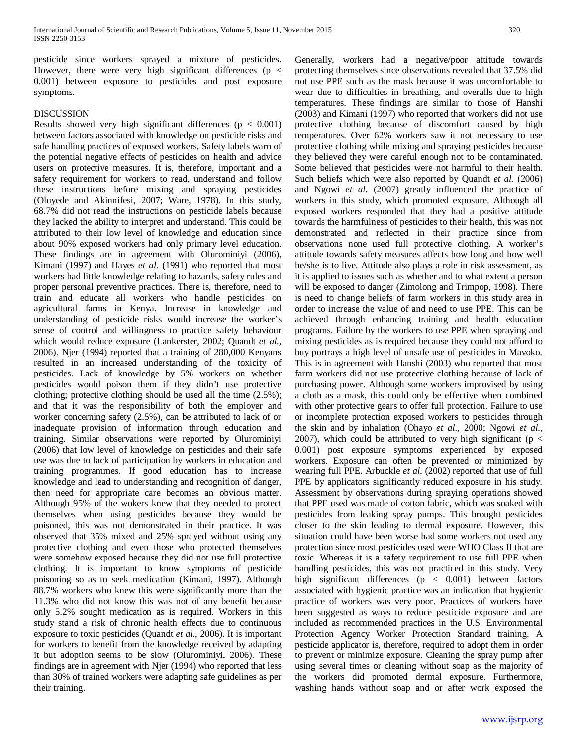pesticide since workers sprayed a mixture of pesticides. However, there were very high significant differences ($p < 0.001$) between exposure to pesticides and post exposure symptoms.

## DISCUSSION

Results showed very high significant differences ($p < 0.001$) between factors associated with knowledge on pesticide risks and safe handling practices of exposed workers. Safety labels warn of the potential negative effects of pesticides on health and advice users on protective measures. It is, therefore, important and a safety requirement for workers to read, understand and follow these instructions before mixing and spraying pesticides (Oluyede and Akinnifesi, 2007; Ware, 1978). In this study, 68.7% did not read the instructions on pesticide labels because they lacked the ability to interpret and understand. This could be attributed to their low level of knowledge and education since about 90% exposed workers had only primary level education. These findings are in agreement with Olurominiyi (2006), Kimani (1997) and Hayes *et al.* (1991) who reported that most workers had little knowledge relating to hazards, safety rules and proper personal preventive practices. There is, therefore, need to train and educate all workers who handle pesticides on agricultural farms in Kenya. Increase in knowledge and understanding of pesticide risks would increase the worker's sense of control and willingness to practice safety behaviour which would reduce exposure (Lankerster, 2002; Quandt *et al.*, 2006). Njer (1994) reported that a training of 280,000 Kenyans resulted in an increased understanding of the toxicity of pesticides. Lack of knowledge by 5% workers on whether pesticides would poison them if they didn't use protective clothing; protective clothing should be used all the time (2.5%); and that it was the responsibility of both the employer and worker concerning safety (2.5%), can be attributed to lack of or inadequate provision of information through education and training. Similar observations were reported by Olurominiyi (2006) that low level of knowledge on pesticides and their safe use was due to lack of participation by workers in education and training programmes. If good education has to increase knowledge and lead to understanding and recognition of danger, then need for appropriate care becomes an obvious matter. Although 95% of the wokers knew that they needed to protect themselves when using pesticides because they would be poisoned, this was not demonstrated in their practice. It was observed that 35% mixed and 25% sprayed without using any protective clothing and even those who protected themselves were somehow exposed because they did not use full protective clothing. It is important to know symptoms of pesticide poisoning so as to seek medication (Kimani, 1997). Although 88.7% workers who knew this were significantly more than the 11.3% who did not know this was not of any benefit because only 5.2% sought medication as is required. Workers in this study stand a risk of chronic health effects due to continuous exposure to toxic pesticides (Quandt *et al.*, 2006). It is important for workers to benefit from the knowledge received by adapting it but adoption seems to be slow (Olurominiyi, 2006). These findings are in agreement with Njer (1994) who reported that less than 30% of trained workers were adapting safe guidelines as per their training.

Generally, workers had a negative/poor attitude towards protecting themselves since observations revealed that 37.5% did not use PPE such as the mask because it was uncomfortable to wear due to difficulties in breathing, and overalls due to high temperatures. These findings are similar to those of Hanshi (2003) and Kimani (1997) who reported that workers did not use protective clothing because of discomfort caused by high temperatures. Over 62% workers saw it not necessary to use protective clothing while mixing and spraying pesticides because they believed they were careful enough not to be contaminated. Some believed that pesticides were not harmful to their health. Such beliefs which were also reported by Quandt *et al.* (2006) and Ngowi *et al.* (2007) greatly influenced the practice of workers in this study, which promoted exposure. Although all exposed workers responded that they had a positive attitude towards the harmfulness of pesticides to their health, this was not demonstrated and reflected in their practice since from observations none used full protective clothing. A worker's attitude towards safety measures affects how long and how well he/she is to live. Attitude also plays a role in risk assessment, as it is applied to issues such as whether and to what extent a person will be exposed to danger (Zimolong and Trimpop, 1998). There is need to change beliefs of farm workers in this study area in order to increase the value of and need to use PPE. This can be achieved through enhancing training and health education programs. Failure by the workers to use PPE when spraying and mixing pesticides as is required because they could not afford to buy portrays a high level of unsafe use of pesticides in Mavoko. This is in agreement with Hanshi (2003) who reported that most farm workers did not use protective clothing because of lack of purchasing power. Although some workers improvised by using a cloth as a mask, this could only be effective when combined with other protective gears to offer full protection. Failure to use or incomplete protection exposed workers to pesticides through the skin and by inhalation (Ohayo *et al.*, 2000; Ngowi *et al.*, 2007), which could be attributed to very high significant ($p < 0.001$) post exposure symptoms experienced by exposed workers. Exposure can often be prevented or minimized by wearing full PPE. Arbuckle *et al.* (2002) reported that use of full PPE by applicators significantly reduced exposure in his study. Assessment by observations during spraying operations showed that PPE used was made of cotton fabric, which was soaked with pesticides from leaking spray pumps. This brought pesticides closer to the skin leading to dermal exposure. However, this situation could have been worse had some workers not used any protection since most pesticides used were WHO Class II that are toxic. Whereas it is a safety requirement to use full PPE when handling pesticides, this was not practiced in this study. Very high significant differences ($p < 0.001$) between factors associated with hygienic practice was an indication that hygienic practice of workers was very poor. Practices of workers have been suggested as ways to reduce pesticide exposure and are included as recommended practices in the U.S. Environmental Protection Agency Worker Protection Standard training. A pesticide applicator is, therefore, required to adopt them in order to prevent or minimize exposure. Cleaning the spray pump after using several times or cleaning without soap as the majority of the workers did promoted dermal exposure. Furthermore, washing hands without soap and or after work exposed the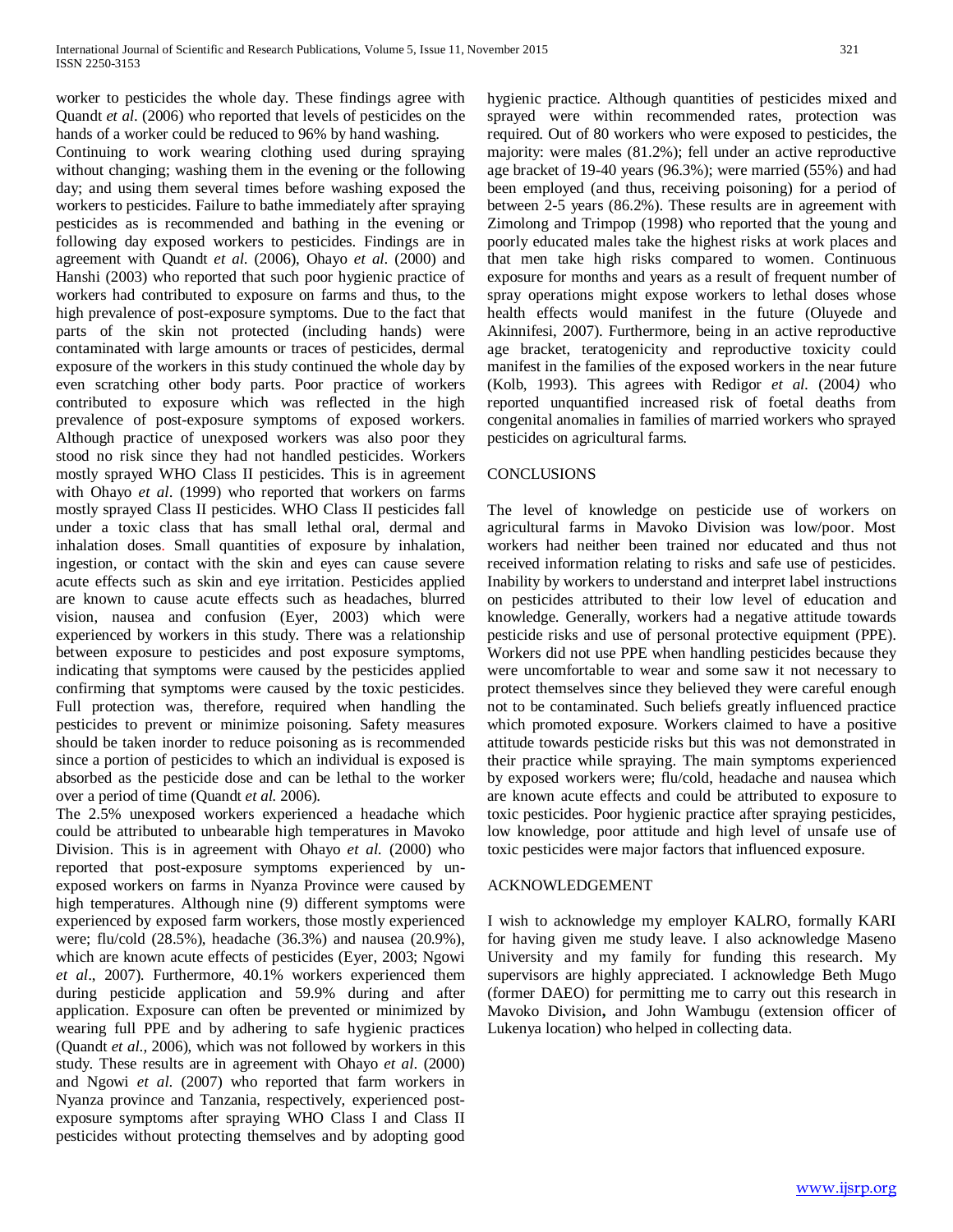worker to pesticides the whole day. These findings agree with Quandt *et al*. (2006) who reported that levels of pesticides on the hands of a worker could be reduced to 96% by hand washing.

Continuing to work wearing clothing used during spraying without changing; washing them in the evening or the following day; and using them several times before washing exposed the workers to pesticides. Failure to bathe immediately after spraying pesticides as is recommended and bathing in the evening or following day exposed workers to pesticides. Findings are in agreement with Quandt *et al.* (2006), Ohayo *et al*. (2000) and Hanshi (2003) who reported that such poor hygienic practice of workers had contributed to exposure on farms and thus, to the high prevalence of post-exposure symptoms. Due to the fact that parts of the skin not protected (including hands) were contaminated with large amounts or traces of pesticides, dermal exposure of the workers in this study continued the whole day by even scratching other body parts. Poor practice of workers contributed to exposure which was reflected in the high prevalence of post-exposure symptoms of exposed workers. Although practice of unexposed workers was also poor they stood no risk since they had not handled pesticides. Workers mostly sprayed WHO Class II pesticides. This is in agreement with Ohayo *et al*. (1999) who reported that workers on farms mostly sprayed Class II pesticides. WHO Class II pesticides fall under a toxic class that has small lethal oral, dermal and inhalation doses. Small quantities of exposure by inhalation, ingestion, or contact with the skin and eyes can cause severe acute effects such as skin and eye irritation. Pesticides applied are known to cause acute effects such as headaches, blurred vision, nausea and confusion (Eyer, 2003) which were experienced by workers in this study. There was a relationship between exposure to pesticides and post exposure symptoms, indicating that symptoms were caused by the pesticides applied confirming that symptoms were caused by the toxic pesticides. Full protection was, therefore, required when handling the pesticides to prevent or minimize poisoning. Safety measures should be taken inorder to reduce poisoning as is recommended since a portion of pesticides to which an individual is exposed is absorbed as the pesticide dose and can be lethal to the worker over a period of time (Quandt *et al.* 2006).

The 2.5% unexposed workers experienced a headache which could be attributed to unbearable high temperatures in Mavoko Division. This is in agreement with Ohayo *et al.* (2000) who reported that post-exposure symptoms experienced by un-exposed workers on farms in Nyanza Province were caused by high temperatures. Although nine (9) different symptoms were experienced by exposed farm workers, those mostly experienced were; flu/cold (28.5%), headache (36.3%) and nausea (20.9%), which are known acute effects of pesticides (Eyer, 2003; Ngowi *et al*., 2007). Furthermore, 40.1% workers experienced them during pesticide application and 59.9% during and after application. Exposure can often be prevented or minimized by wearing full PPE and by adhering to safe hygienic practices (Quandt *et al.,* 2006), which was not followed by workers in this study. These results are in agreement with Ohayo *et al*. (2000) and Ngowi *et al.* (2007) who reported that farm workers in Nyanza province and Tanzania, respectively, experienced post-exposure symptoms after spraying WHO Class I and Class II pesticides without protecting themselves and by adopting good hygienic practice. Although quantities of pesticides mixed and sprayed were within recommended rates, protection was required. Out of 80 workers who were exposed to pesticides, the majority: were males (81.2%); fell under an active reproductive age bracket of 19-40 years (96.3%); were married (55%) and had been employed (and thus, receiving poisoning) for a period of between 2-5 years (86.2%). These results are in agreement with Zimolong and Trimpop (1998) who reported that the young and poorly educated males take the highest risks at work places and that men take high risks compared to women. Continuous exposure for months and years as a result of frequent number of spray operations might expose workers to lethal doses whose health effects would manifest in the future (Oluyede and Akinnifesi, 2007). Furthermore, being in an active reproductive age bracket, teratogenicity and reproductive toxicity could manifest in the families of the exposed workers in the near future (Kolb, 1993). This agrees with Redigor *et al.* (2004*)* who reported unquantified increased risk of foetal deaths from congenital anomalies in families of married workers who sprayed pesticides on agricultural farms.

## CONCLUSIONS

The level of knowledge on pesticide use of workers on agricultural farms in Mavoko Division was low/poor. Most workers had neither been trained nor educated and thus not received information relating to risks and safe use of pesticides. Inability by workers to understand and interpret label instructions on pesticides attributed to their low level of education and knowledge. Generally, workers had a negative attitude towards pesticide risks and use of personal protective equipment (PPE). Workers did not use PPE when handling pesticides because they were uncomfortable to wear and some saw it not necessary to protect themselves since they believed they were careful enough not to be contaminated. Such beliefs greatly influenced practice which promoted exposure. Workers claimed to have a positive attitude towards pesticide risks but this was not demonstrated in their practice while spraying. The main symptoms experienced by exposed workers were; flu/cold, headache and nausea which are known acute effects and could be attributed to exposure to toxic pesticides. Poor hygienic practice after spraying pesticides, low knowledge, poor attitude and high level of unsafe use of toxic pesticides were major factors that influenced exposure.

## ACKNOWLEDGEMENT

I wish to acknowledge my employer KALRO, formally KARI for having given me study leave. I also acknowledge Maseno University and my family for funding this research. My supervisors are highly appreciated. I acknowledge Beth Mugo (former DAEO) for permitting me to carry out this research in Mavoko Division**,** and John Wambugu (extension officer of Lukenya location) who helped in collecting data.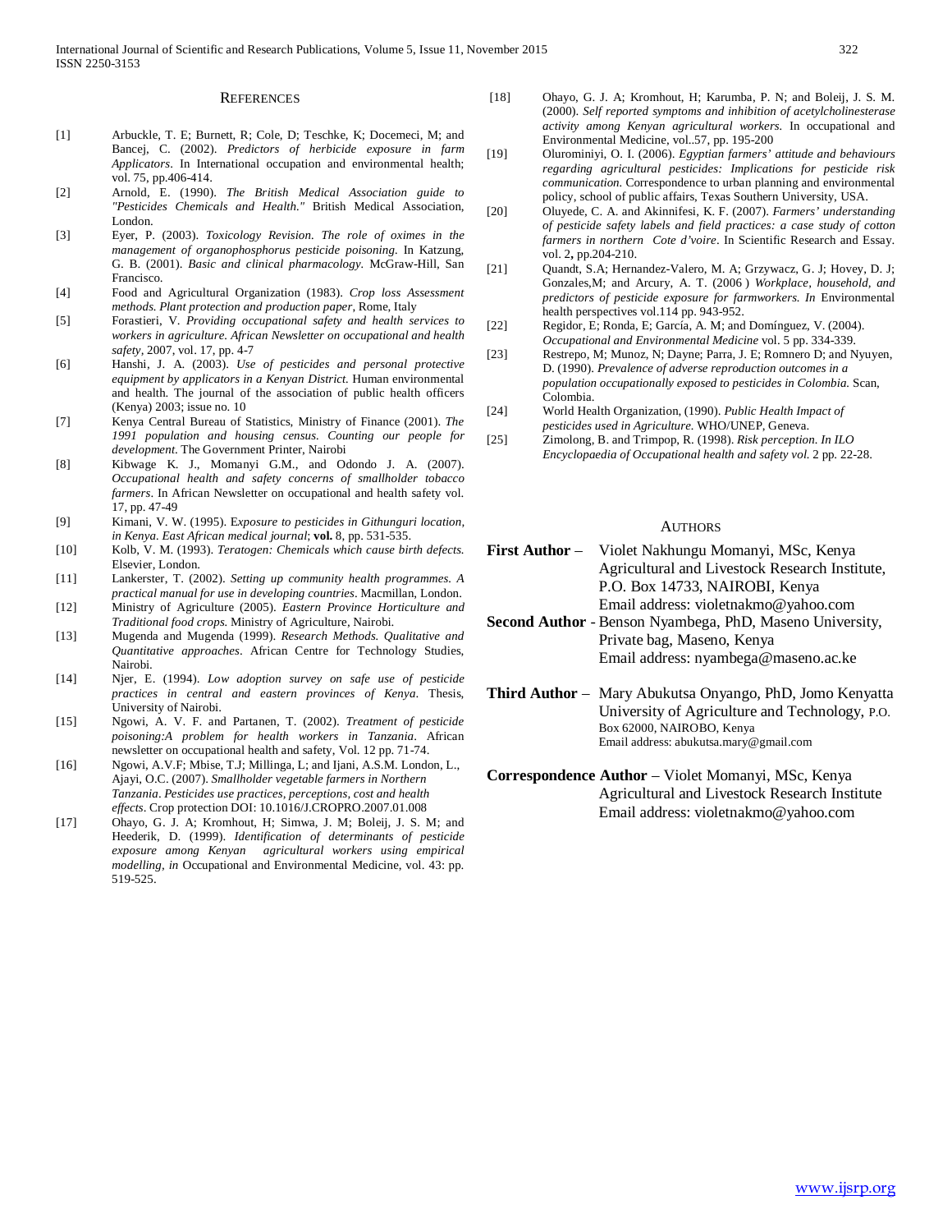## REFERENCES

[1] Arbuckle, T. E; Burnett, R; Cole, D; Teschke, K; Docemeci, M; and Bancej, C. (2002). *Predictors of herbicide exposure in farm Applicators*. In International occupation and environmental health; vol. 75, pp.406-414.

[2] Arnold, E. (1990). *The British Medical Association guide to "Pesticides Chemicals and Health."* British Medical Association, London.

[3] Eyer, P. (2003). *Toxicology Revision. The role of oximes in the management of organophosphorus pesticide poisoning.* In Katzung, G. B. (2001). *Basic and clinical pharmacology.* McGraw-Hill, San Francisco.

[4] Food and Agricultural Organization (1983). *Crop loss Assessment methods. Plant protection and production paper*, Rome, Italy

[5] Forastieri, V. *Providing occupational safety and health services to workers in agriculture. African Newsletter on occupational and health safety*, 2007, vol. 17, pp. 4-7

[6] Hanshi, J. A. (2003). *Use of pesticides and personal protective equipment by applicators in a Kenyan District.* Human environmental and health. The journal of the association of public health officers (Kenya) 2003; issue no. 10

[7] Kenya Central Bureau of Statistics, Ministry of Finance (2001). *The 1991 population and housing census. Counting our people for development.* The Government Printer, Nairobi

[8] Kibwage K. J., Momanyi G.M., and Odondo J. A. (2007). *Occupational health and safety concerns of smallholder tobacco farmers*. In African Newsletter on occupational and health safety vol. 17, pp. 47-49

[9] Kimani, V. W. (1995). E*xposure to pesticides in Githunguri location, in Kenya. East African medical journal*; **vol.** 8, pp. 531-535.

[10] Kolb, V. M. (1993). *Teratogen: Chemicals which cause birth defects.* Elsevier, London.

[11] Lankerster, T. (2002). *Setting up community health programmes. A practical manual for use in developing countries*. Macmillan, London.

[12] Ministry of Agriculture (2005). *Eastern Province Horticulture and Traditional food crops.* Ministry of Agriculture, Nairobi.

[13] Mugenda and Mugenda (1999). *Research Methods. Qualitative and Quantitative approaches*. African Centre for Technology Studies, Nairobi.

[14] Njer, E. (1994). *Low adoption survey on safe use of pesticide practices in central and eastern provinces of Kenya.* Thesis, University of Nairobi.

[15] Ngowi, A. V. F. and Partanen, T. (2002). *Treatment of pesticide poisoning:A problem for health workers in Tanzania*. African newsletter on occupational health and safety, Vol. 12 pp. 71-74.

[16] Ngowi, A.V.F; Mbise, T.J; Millinga, L; and Ijani, A.S.M. London, L., Ajayi, O.C. (2007). *Smallholder vegetable farmers in Northern Tanzania*. *Pesticides use practices, perceptions, cost and health effects*. Crop protection DOI: 10.1016/J.CROPRO.2007.01.008

[17] Ohayo, G. J. A; Kromhout, H; Simwa, J. M; Boleij, J. S. M; and Heederik, D. (1999). *Identification of determinants of pesticide exposure among Kenyan agricultural workers using empirical modelling, in* Occupational and Environmental Medicine, vol. 43: pp. 519-525.

[18] Ohayo, G. J. A; Kromhout, H; Karumba, P. N; and Boleij, J. S. M. (2000). *Self reported symptoms and inhibition of acetylcholinesterase activity among Kenyan agricultural workers.* In occupational and Environmental Medicine, vol..57, pp. 195-200

[19] Olurominiyi, O. I. (2006). *Egyptian farmers' attitude and behaviours regarding agricultural pesticides: Implications for pesticide risk communication.* Correspondence to urban planning and environmental policy, school of public affairs, Texas Southern University, USA.

[20] Oluyede, C. A. and Akinnifesi, K. F. (2007). *Farmers' understanding of pesticide safety labels and field practices: a case study of cotton farmers in northern Cote d'voire*. In Scientific Research and Essay. vol. 2**,** pp.204-210.

[21] Quandt, S.A; Hernandez-Valero, M. A; Grzywacz, G. J; Hovey, D. J; Gonzales,M; and Arcury, A. T. (2006 ) *Workplace, household, and predictors of pesticide exposure for farmworkers. In* Environmental health perspectives vol.114 pp. 943-952.

[22] Regidor, E; Ronda, E; García, A. M; and Domínguez, V. (2004). *Occupational and Environmental Medicine* vol. 5 pp. 334-339.

[23] Restrepo, M; Munoz, N; Dayne; Parra, J. E; Romnero D; and Nyuyen, D. (1990). *Prevalence of adverse reproduction outcomes in a population occupationally exposed to pesticides in Colombia.* Scan, Colombia.

[24] World Health Organization, (1990). *Public Health Impact of pesticides used in Agriculture.* WHO/UNEP, Geneva.

[25] Zimolong, B. and Trimpop, R. (1998). *Risk perception. In ILO Encyclopaedia of Occupational health and safety vol.* 2 pp. 22-28.

## AUTHORS

**First Author** – Violet Nakhungu Momanyi, MSc, Kenya Agricultural and Livestock Research Institute, P.O. Box 14733, NAIROBI, Kenya
Email address: violetnakmo@yahoo.com

**Second Author** - Benson Nyambega, PhD, Maseno University, Private bag, Maseno, Kenya
Email address: nyambega@maseno.ac.ke

**Third Author** – Mary Abukutsa Onyango, PhD, Jomo Kenyatta University of Agriculture and Technology, P.O. Box 62000, NAIROBO, Kenya
Email address: abukutsa.mary@gmail.com

**Correspondence Author** – Violet Momanyi, MSc, Kenya Agricultural and Livestock Research Institute
Email address: violetnakmo@yahoo.com